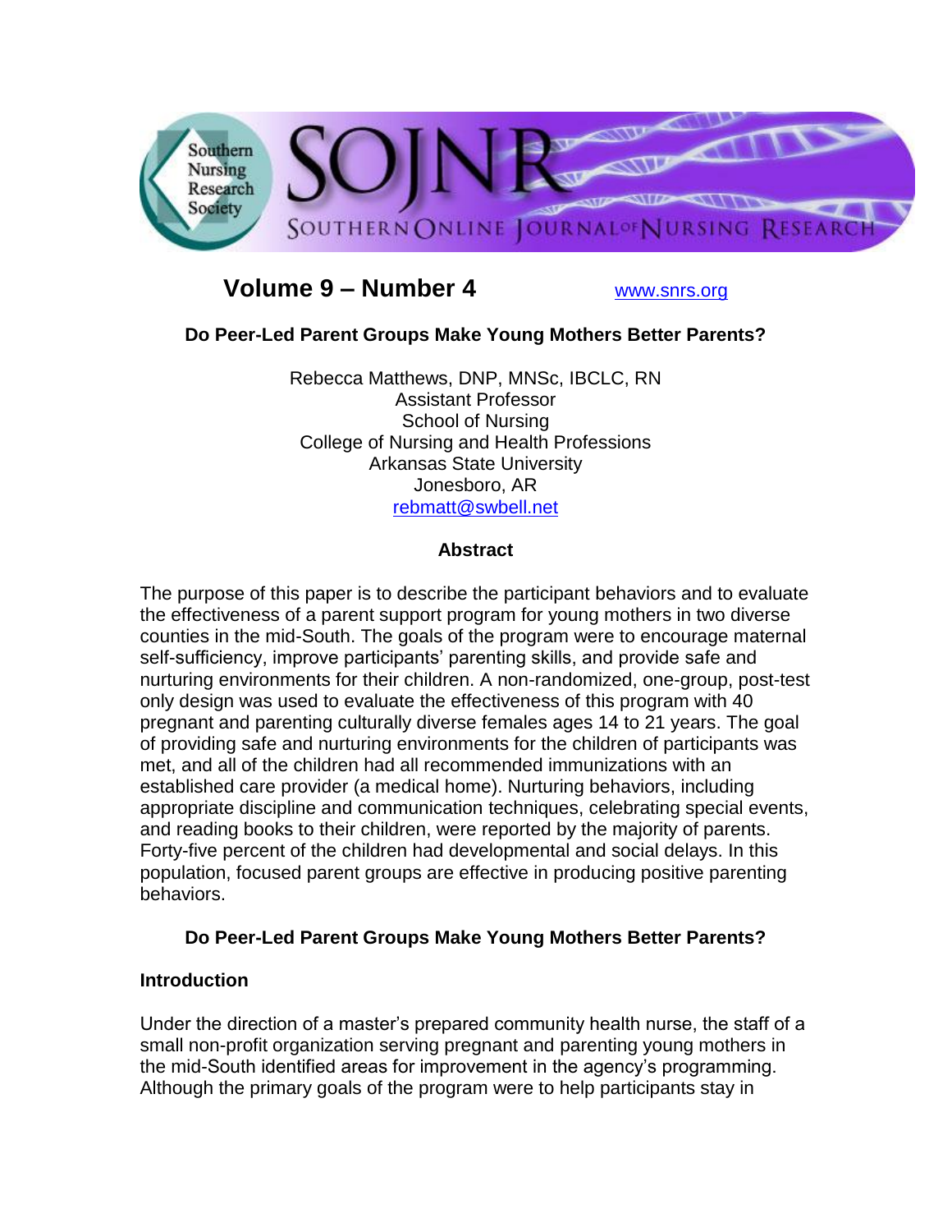Southern Nursing Research Society

SOJNR

SOUTHERN ONLINE JOURNAL OF NURSING RESEARCH

**Volume 9 – Number 4** www.snrs.org

**Do Peer-Led Parent Groups Make Young Mothers Better Parents?**

Rebecca Matthews, DNP, MNSc, IBCLC, RN
Assistant Professor
School of Nursing
College of Nursing and Health Professions
Arkansas State University
Jonesboro, AR
rebmatt@swbell.net

## Abstract

The purpose of this paper is to describe the participant behaviors and to evaluate the effectiveness of a parent support program for young mothers in two diverse counties in the mid-South. The goals of the program were to encourage maternal self-sufficiency, improve participants' parenting skills, and provide safe and nurturing environments for their children. A non-randomized, one-group, post-test only design was used to evaluate the effectiveness of this program with 40 pregnant and parenting culturally diverse females ages 14 to 21 years. The goal of providing safe and nurturing environments for the children of participants was met, and all of the children had all recommended immunizations with an established care provider (a medical home). Nurturing behaviors, including appropriate discipline and communication techniques, celebrating special events, and reading books to their children, were reported by the majority of parents. Forty-five percent of the children had developmental and social delays. In this population, focused parent groups are effective in producing positive parenting behaviors.

# Do Peer-Led Parent Groups Make Young Mothers Better Parents?

## Introduction

Under the direction of a master's prepared community health nurse, the staff of a small non-profit organization serving pregnant and parenting young mothers in the mid-South identified areas for improvement in the agency's programming. Although the primary goals of the program were to help participants stay in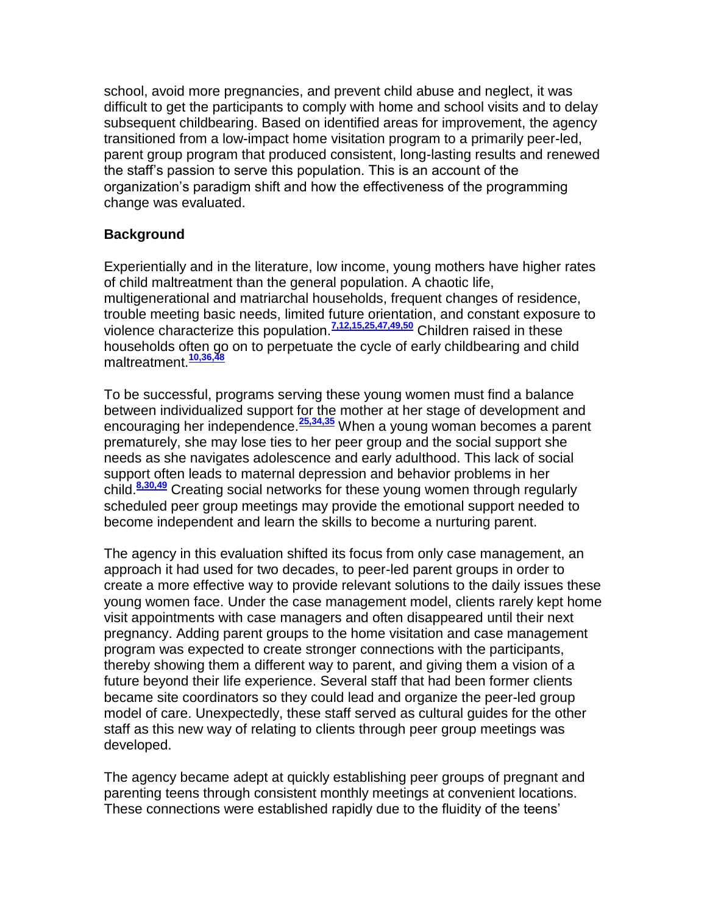school, avoid more pregnancies, and prevent child abuse and neglect, it was difficult to get the participants to comply with home and school visits and to delay subsequent childbearing. Based on identified areas for improvement, the agency transitioned from a low-impact home visitation program to a primarily peer-led, parent group program that produced consistent, long-lasting results and renewed the staff's passion to serve this population. This is an account of the organization's paradigm shift and how the effectiveness of the programming change was evaluated.

## Background

Experientially and in the literature, low income, young mothers have higher rates of child maltreatment than the general population. A chaotic life, multigenerational and matriarchal households, frequent changes of residence, trouble meeting basic needs, limited future orientation, and constant exposure to violence characterize this population.[7,12,15,25,47,49,50] Children raised in these households often go on to perpetuate the cycle of early childbearing and child maltreatment.[10,36,48]

To be successful, programs serving these young women must find a balance between individualized support for the mother at her stage of development and encouraging her independence.[25,34,35] When a young woman becomes a parent prematurely, she may lose ties to her peer group and the social support she needs as she navigates adolescence and early adulthood. This lack of social support often leads to maternal depression and behavior problems in her child.[8,30,49] Creating social networks for these young women through regularly scheduled peer group meetings may provide the emotional support needed to become independent and learn the skills to become a nurturing parent.

The agency in this evaluation shifted its focus from only case management, an approach it had used for two decades, to peer-led parent groups in order to create a more effective way to provide relevant solutions to the daily issues these young women face. Under the case management model, clients rarely kept home visit appointments with case managers and often disappeared until their next pregnancy. Adding parent groups to the home visitation and case management program was expected to create stronger connections with the participants, thereby showing them a different way to parent, and giving them a vision of a future beyond their life experience. Several staff that had been former clients became site coordinators so they could lead and organize the peer-led group model of care. Unexpectedly, these staff served as cultural guides for the other staff as this new way of relating to clients through peer group meetings was developed.

The agency became adept at quickly establishing peer groups of pregnant and parenting teens through consistent monthly meetings at convenient locations. These connections were established rapidly due to the fluidity of the teens'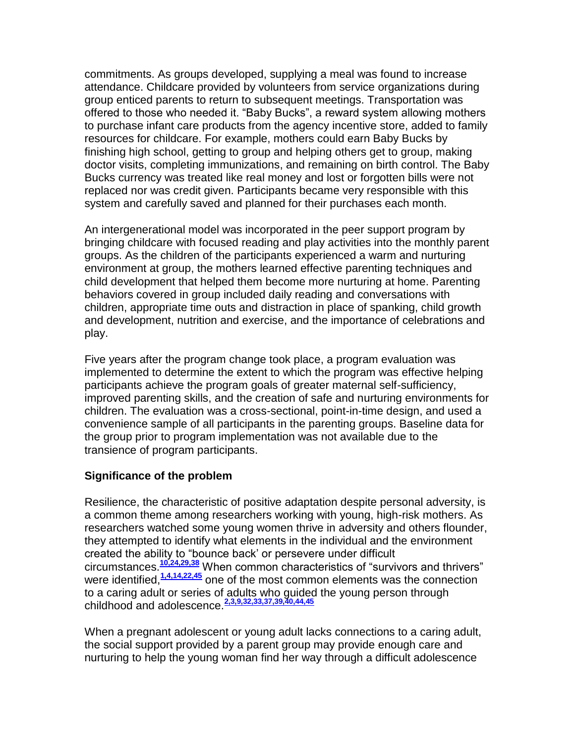commitments. As groups developed, supplying a meal was found to increase attendance. Childcare provided by volunteers from service organizations during group enticed parents to return to subsequent meetings. Transportation was offered to those who needed it. "Baby Bucks", a reward system allowing mothers to purchase infant care products from the agency incentive store, added to family resources for childcare. For example, mothers could earn Baby Bucks by finishing high school, getting to group and helping others get to group, making doctor visits, completing immunizations, and remaining on birth control. The Baby Bucks currency was treated like real money and lost or forgotten bills were not replaced nor was credit given. Participants became very responsible with this system and carefully saved and planned for their purchases each month.

An intergenerational model was incorporated in the peer support program by bringing childcare with focused reading and play activities into the monthly parent groups. As the children of the participants experienced a warm and nurturing environment at group, the mothers learned effective parenting techniques and child development that helped them become more nurturing at home. Parenting behaviors covered in group included daily reading and conversations with children, appropriate time outs and distraction in place of spanking, child growth and development, nutrition and exercise, and the importance of celebrations and play.

Five years after the program change took place, a program evaluation was implemented to determine the extent to which the program was effective helping participants achieve the program goals of greater maternal self-sufficiency, improved parenting skills, and the creation of safe and nurturing environments for children. The evaluation was a cross-sectional, point-in-time design, and used a convenience sample of all participants in the parenting groups. Baseline data for the group prior to program implementation was not available due to the transience of program participants.

**Significance of the problem**

Resilience, the characteristic of positive adaptation despite personal adversity, is a common theme among researchers working with young, high-risk mothers. As researchers watched some young women thrive in adversity and others flounder, they attempted to identify what elements in the individual and the environment created the ability to "bounce back' or persevere under difficult circumstances.[10,24,29,38] When common characteristics of "survivors and thrivers" were identified,[1,4,14,22,45] one of the most common elements was the connection to a caring adult or series of adults who guided the young person through childhood and adolescence.[2,3,9,32,33,37,39,40,44,45]

When a pregnant adolescent or young adult lacks connections to a caring adult, the social support provided by a parent group may provide enough care and nurturing to help the young woman find her way through a difficult adolescence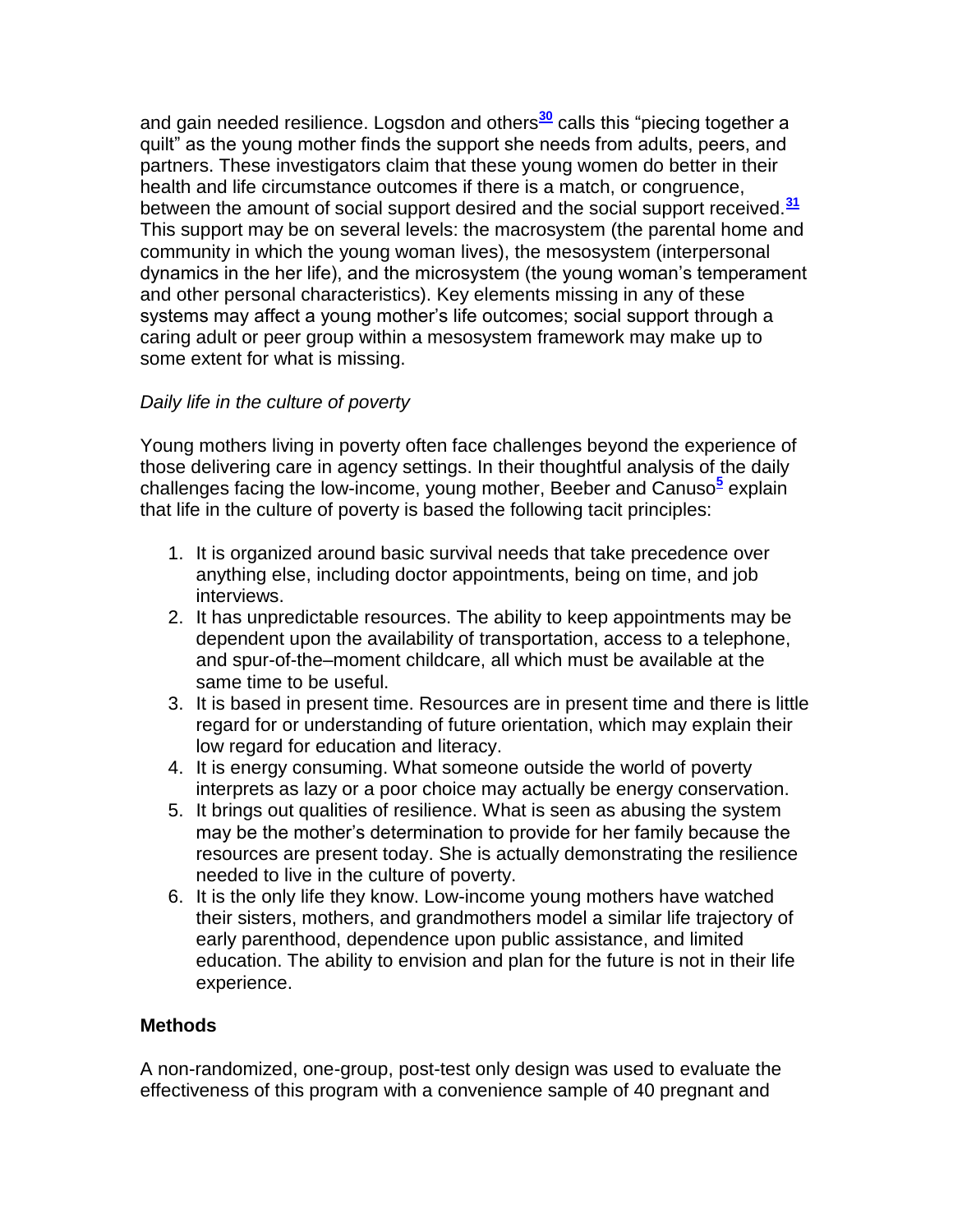and gain needed resilience. Logsdon and others[30] calls this "piecing together a quilt" as the young mother finds the support she needs from adults, peers, and partners. These investigators claim that these young women do better in their health and life circumstance outcomes if there is a match, or congruence, between the amount of social support desired and the social support received.[31] This support may be on several levels: the macrosystem (the parental home and community in which the young woman lives), the mesosystem (interpersonal dynamics in the her life), and the microsystem (the young woman's temperament and other personal characteristics). Key elements missing in any of these systems may affect a young mother's life outcomes; social support through a caring adult or peer group within a mesosystem framework may make up to some extent for what is missing.

*Daily life in the culture of poverty*

Young mothers living in poverty often face challenges beyond the experience of those delivering care in agency settings. In their thoughtful analysis of the daily challenges facing the low-income, young mother, Beeber and Canuso[5] explain that life in the culture of poverty is based the following tacit principles:

1. It is organized around basic survival needs that take precedence over anything else, including doctor appointments, being on time, and job interviews.
2. It has unpredictable resources. The ability to keep appointments may be dependent upon the availability of transportation, access to a telephone, and spur-of-the–moment childcare, all which must be available at the same time to be useful.
3. It is based in present time. Resources are in present time and there is little regard for or understanding of future orientation, which may explain their low regard for education and literacy.
4. It is energy consuming. What someone outside the world of poverty interprets as lazy or a poor choice may actually be energy conservation.
5. It brings out qualities of resilience. What is seen as abusing the system may be the mother's determination to provide for her family because the resources are present today. She is actually demonstrating the resilience needed to live in the culture of poverty.
6. It is the only life they know. Low-income young mothers have watched their sisters, mothers, and grandmothers model a similar life trajectory of early parenthood, dependence upon public assistance, and limited education. The ability to envision and plan for the future is not in their life experience.

**Methods**

A non-randomized, one-group, post-test only design was used to evaluate the effectiveness of this program with a convenience sample of 40 pregnant and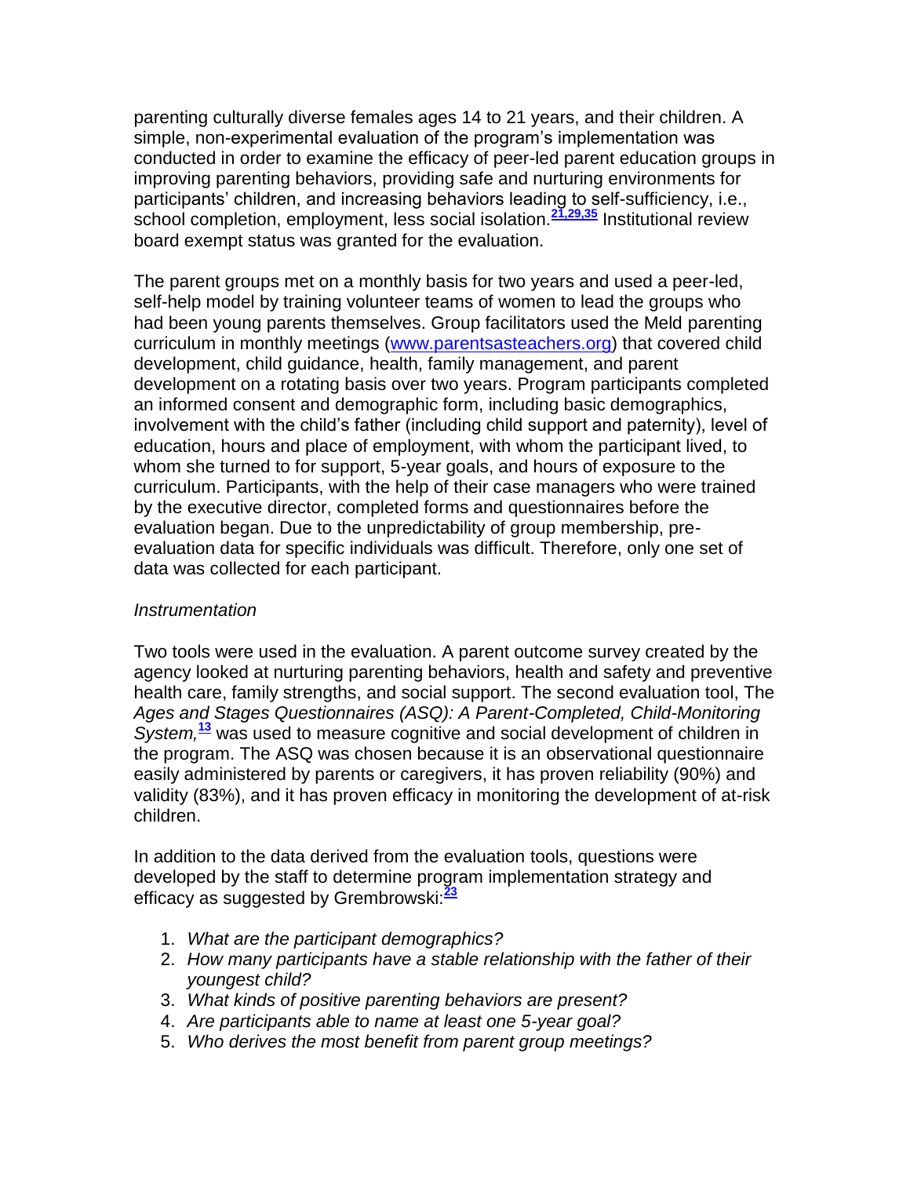parenting culturally diverse females ages 14 to 21 years, and their children. A simple, non-experimental evaluation of the program's implementation was conducted in order to examine the efficacy of peer-led parent education groups in improving parenting behaviors, providing safe and nurturing environments for participants' children, and increasing behaviors leading to self-sufficiency, i.e., school completion, employment, less social isolation.[21,29,35] Institutional review board exempt status was granted for the evaluation.

The parent groups met on a monthly basis for two years and used a peer-led, self-help model by training volunteer teams of women to lead the groups who had been young parents themselves. Group facilitators used the Meld parenting curriculum in monthly meetings (www.parentsasteachers.org) that covered child development, child guidance, health, family management, and parent development on a rotating basis over two years. Program participants completed an informed consent and demographic form, including basic demographics, involvement with the child's father (including child support and paternity), level of education, hours and place of employment, with whom the participant lived, to whom she turned to for support, 5-year goals, and hours of exposure to the curriculum. Participants, with the help of their case managers who were trained by the executive director, completed forms and questionnaires before the evaluation began. Due to the unpredictability of group membership, pre-evaluation data for specific individuals was difficult. Therefore, only one set of data was collected for each participant.

*Instrumentation*

Two tools were used in the evaluation. A parent outcome survey created by the agency looked at nurturing parenting behaviors, health and safety and preventive health care, family strengths, and social support. The second evaluation tool, The *Ages and Stages Questionnaires (ASQ): A Parent-Completed, Child-Monitoring System,*[13] was used to measure cognitive and social development of children in the program. The ASQ was chosen because it is an observational questionnaire easily administered by parents or caregivers, it has proven reliability (90%) and validity (83%), and it has proven efficacy in monitoring the development of at-risk children.

In addition to the data derived from the evaluation tools, questions were developed by the staff to determine program implementation strategy and efficacy as suggested by Grembrowski:[23]

1. *What are the participant demographics?*
2. *How many participants have a stable relationship with the father of their youngest child?*
3. *What kinds of positive parenting behaviors are present?*
4. *Are participants able to name at least one 5-year goal?*
5. *Who derives the most benefit from parent group meetings?*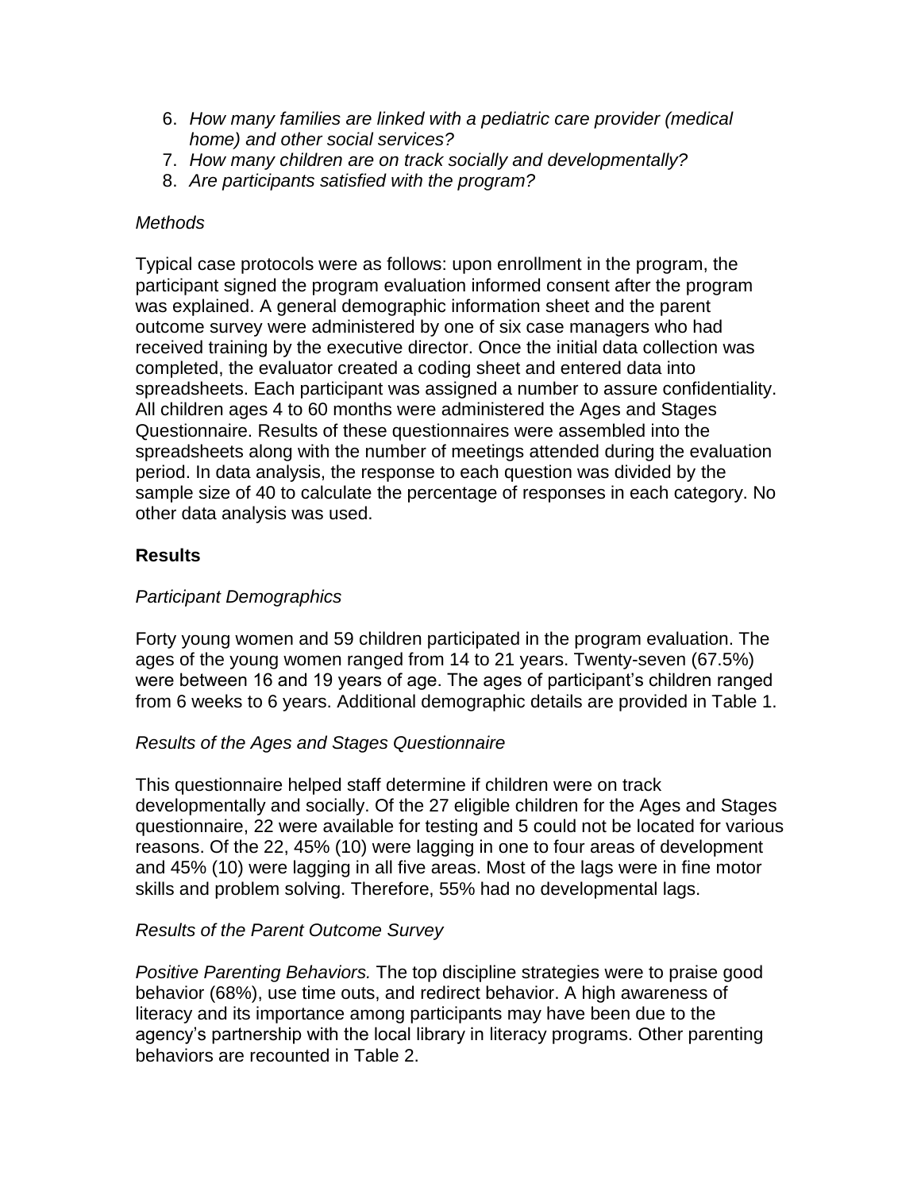6. *How many families are linked with a pediatric care provider (medical home) and other social services?*
7. *How many children are on track socially and developmentally?*
8. *Are participants satisfied with the program?*

*Methods*

Typical case protocols were as follows: upon enrollment in the program, the participant signed the program evaluation informed consent after the program was explained. A general demographic information sheet and the parent outcome survey were administered by one of six case managers who had received training by the executive director. Once the initial data collection was completed, the evaluator created a coding sheet and entered data into spreadsheets. Each participant was assigned a number to assure confidentiality. All children ages 4 to 60 months were administered the Ages and Stages Questionnaire. Results of these questionnaires were assembled into the spreadsheets along with the number of meetings attended during the evaluation period. In data analysis, the response to each question was divided by the sample size of 40 to calculate the percentage of responses in each category. No other data analysis was used.

## Results

*Participant Demographics*

Forty young women and 59 children participated in the program evaluation. The ages of the young women ranged from 14 to 21 years. Twenty-seven (67.5%) were between 16 and 19 years of age. The ages of participant's children ranged from 6 weeks to 6 years. Additional demographic details are provided in Table 1.

*Results of the Ages and Stages Questionnaire*

This questionnaire helped staff determine if children were on track developmentally and socially. Of the 27 eligible children for the Ages and Stages questionnaire, 22 were available for testing and 5 could not be located for various reasons. Of the 22, 45% (10) were lagging in one to four areas of development and 45% (10) were lagging in all five areas. Most of the lags were in fine motor skills and problem solving. Therefore, 55% had no developmental lags.

*Results of the Parent Outcome Survey*

*Positive Parenting Behaviors.* The top discipline strategies were to praise good behavior (68%), use time outs, and redirect behavior. A high awareness of literacy and its importance among participants may have been due to the agency's partnership with the local library in literacy programs. Other parenting behaviors are recounted in Table 2.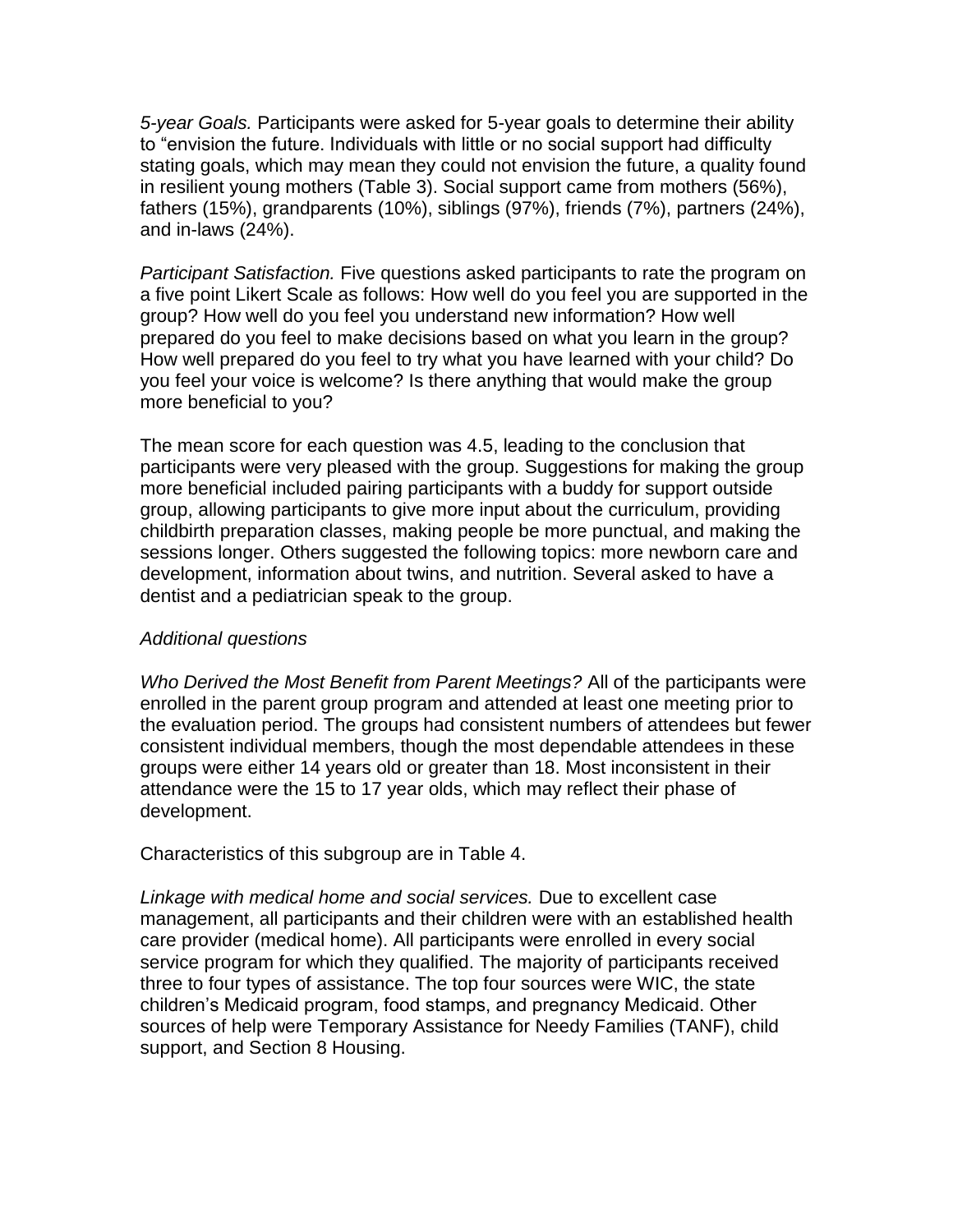*5-year Goals.* Participants were asked for 5-year goals to determine their ability to "envision the future. Individuals with little or no social support had difficulty stating goals, which may mean they could not envision the future, a quality found in resilient young mothers (Table 3). Social support came from mothers (56%), fathers (15%), grandparents (10%), siblings (97%), friends (7%), partners (24%), and in-laws (24%).

*Participant Satisfaction.* Five questions asked participants to rate the program on a five point Likert Scale as follows: How well do you feel you are supported in the group? How well do you feel you understand new information? How well prepared do you feel to make decisions based on what you learn in the group? How well prepared do you feel to try what you have learned with your child? Do you feel your voice is welcome? Is there anything that would make the group more beneficial to you?

The mean score for each question was 4.5, leading to the conclusion that participants were very pleased with the group. Suggestions for making the group more beneficial included pairing participants with a buddy for support outside group, allowing participants to give more input about the curriculum, providing childbirth preparation classes, making people be more punctual, and making the sessions longer. Others suggested the following topics: more newborn care and development, information about twins, and nutrition. Several asked to have a dentist and a pediatrician speak to the group.

*Additional questions*

*Who Derived the Most Benefit from Parent Meetings?* All of the participants were enrolled in the parent group program and attended at least one meeting prior to the evaluation period. The groups had consistent numbers of attendees but fewer consistent individual members, though the most dependable attendees in these groups were either 14 years old or greater than 18. Most inconsistent in their attendance were the 15 to 17 year olds, which may reflect their phase of development.

Characteristics of this subgroup are in Table 4.

*Linkage with medical home and social services.* Due to excellent case management, all participants and their children were with an established health care provider (medical home). All participants were enrolled in every social service program for which they qualified. The majority of participants received three to four types of assistance. The top four sources were WIC, the state children's Medicaid program, food stamps, and pregnancy Medicaid. Other sources of help were Temporary Assistance for Needy Families (TANF), child support, and Section 8 Housing.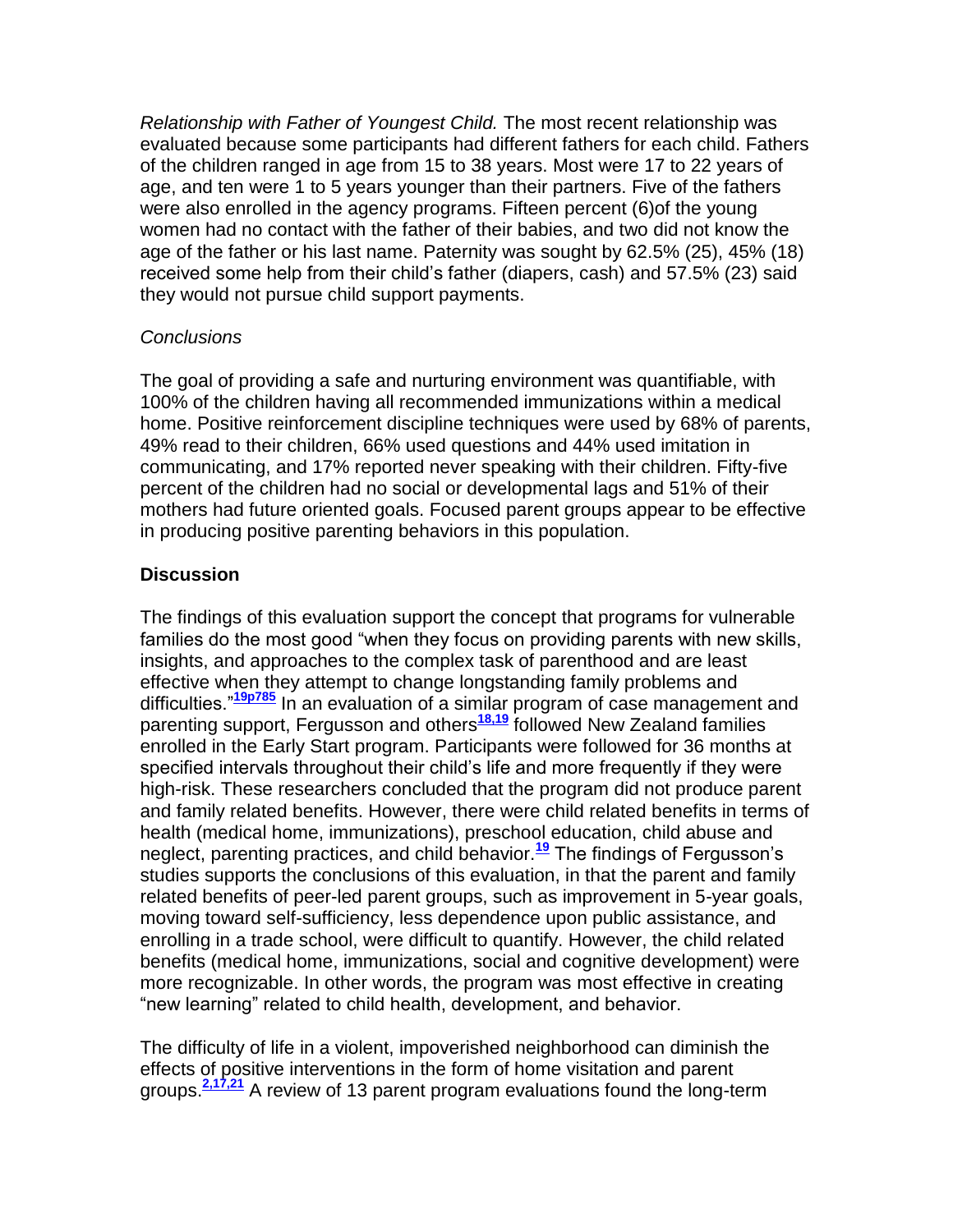*Relationship with Father of Youngest Child.* The most recent relationship was evaluated because some participants had different fathers for each child. Fathers of the children ranged in age from 15 to 38 years. Most were 17 to 22 years of age, and ten were 1 to 5 years younger than their partners. Five of the fathers were also enrolled in the agency programs. Fifteen percent (6)of the young women had no contact with the father of their babies, and two did not know the age of the father or his last name. Paternity was sought by 62.5% (25), 45% (18) received some help from their child's father (diapers, cash) and 57.5% (23) said they would not pursue child support payments.

*Conclusions*

The goal of providing a safe and nurturing environment was quantifiable, with 100% of the children having all recommended immunizations within a medical home. Positive reinforcement discipline techniques were used by 68% of parents, 49% read to their children, 66% used questions and 44% used imitation in communicating, and 17% reported never speaking with their children. Fifty-five percent of the children had no social or developmental lags and 51% of their mothers had future oriented goals. Focused parent groups appear to be effective in producing positive parenting behaviors in this population.

## Discussion

The findings of this evaluation support the concept that programs for vulnerable families do the most good "when they focus on providing parents with new skills, insights, and approaches to the complex task of parenthood and are least effective when they attempt to change longstanding family problems and difficulties."[19p785] In an evaluation of a similar program of case management and parenting support, Fergusson and others[18,19] followed New Zealand families enrolled in the Early Start program. Participants were followed for 36 months at specified intervals throughout their child's life and more frequently if they were high-risk. These researchers concluded that the program did not produce parent and family related benefits. However, there were child related benefits in terms of health (medical home, immunizations), preschool education, child abuse and neglect, parenting practices, and child behavior.[19] The findings of Fergusson's studies supports the conclusions of this evaluation, in that the parent and family related benefits of peer-led parent groups, such as improvement in 5-year goals, moving toward self-sufficiency, less dependence upon public assistance, and enrolling in a trade school, were difficult to quantify. However, the child related benefits (medical home, immunizations, social and cognitive development) were more recognizable. In other words, the program was most effective in creating "new learning" related to child health, development, and behavior.

The difficulty of life in a violent, impoverished neighborhood can diminish the effects of positive interventions in the form of home visitation and parent groups.[2,17,21] A review of 13 parent program evaluations found the long-term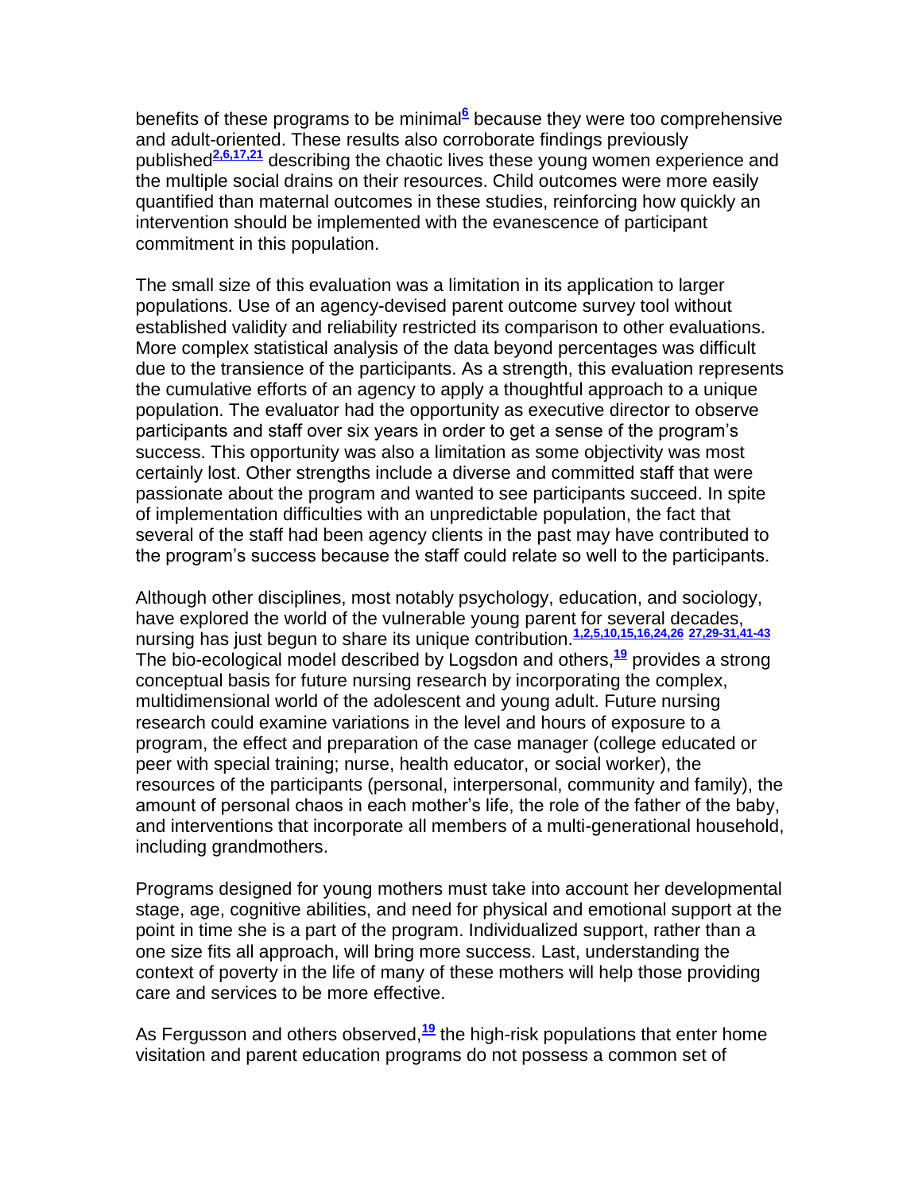benefits of these programs to be minimal[6] because they were too comprehensive and adult-oriented. These results also corroborate findings previously published[2,6,17,21] describing the chaotic lives these young women experience and the multiple social drains on their resources. Child outcomes were more easily quantified than maternal outcomes in these studies, reinforcing how quickly an intervention should be implemented with the evanescence of participant commitment in this population.

The small size of this evaluation was a limitation in its application to larger populations. Use of an agency-devised parent outcome survey tool without established validity and reliability restricted its comparison to other evaluations. More complex statistical analysis of the data beyond percentages was difficult due to the transience of the participants. As a strength, this evaluation represents the cumulative efforts of an agency to apply a thoughtful approach to a unique population. The evaluator had the opportunity as executive director to observe participants and staff over six years in order to get a sense of the program's success. This opportunity was also a limitation as some objectivity was most certainly lost. Other strengths include a diverse and committed staff that were passionate about the program and wanted to see participants succeed. In spite of implementation difficulties with an unpredictable population, the fact that several of the staff had been agency clients in the past may have contributed to the program's success because the staff could relate so well to the participants.

Although other disciplines, most notably psychology, education, and sociology, have explored the world of the vulnerable young parent for several decades, nursing has just begun to share its unique contribution.[1,2,5,10,15,16,24,26 27,29-31,41-43] The bio-ecological model described by Logsdon and others,[19] provides a strong conceptual basis for future nursing research by incorporating the complex, multidimensional world of the adolescent and young adult. Future nursing research could examine variations in the level and hours of exposure to a program, the effect and preparation of the case manager (college educated or peer with special training; nurse, health educator, or social worker), the resources of the participants (personal, interpersonal, community and family), the amount of personal chaos in each mother's life, the role of the father of the baby, and interventions that incorporate all members of a multi-generational household, including grandmothers.

Programs designed for young mothers must take into account her developmental stage, age, cognitive abilities, and need for physical and emotional support at the point in time she is a part of the program. Individualized support, rather than a one size fits all approach, will bring more success. Last, understanding the context of poverty in the life of many of these mothers will help those providing care and services to be more effective.

As Fergusson and others observed,[19] the high-risk populations that enter home visitation and parent education programs do not possess a common set of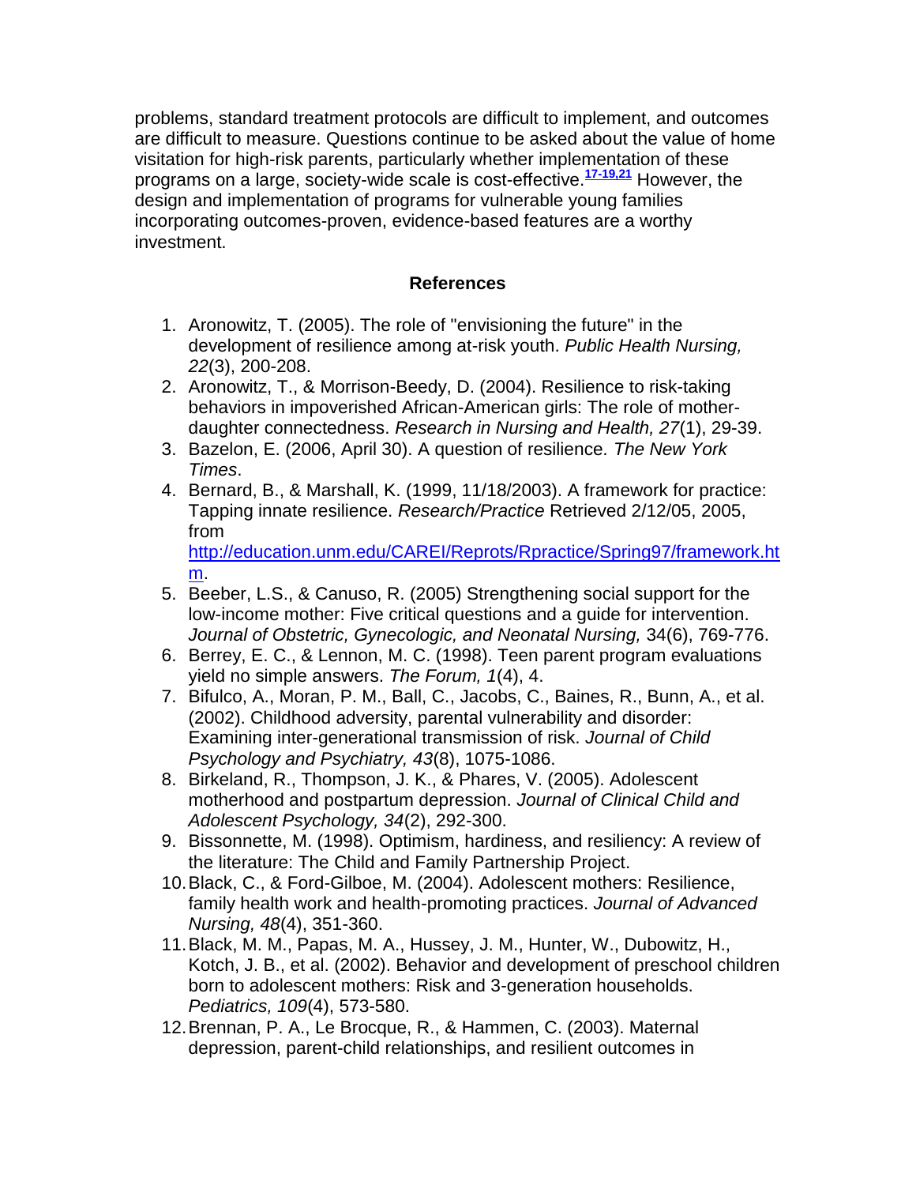problems, standard treatment protocols are difficult to implement, and outcomes are difficult to measure. Questions continue to be asked about the value of home visitation for high-risk parents, particularly whether implementation of these programs on a large, society-wide scale is cost-effective.[17-19,21] However, the design and implementation of programs for vulnerable young families incorporating outcomes-proven, evidence-based features are a worthy investment.

## References

1. Aronowitz, T. (2005). The role of "envisioning the future" in the development of resilience among at-risk youth. *Public Health Nursing, 22*(3), 200-208.
2. Aronowitz, T., & Morrison-Beedy, D. (2004). Resilience to risk-taking behaviors in impoverished African-American girls: The role of mother-daughter connectedness. *Research in Nursing and Health, 27*(1), 29-39.
3. Bazelon, E. (2006, April 30). A question of resilience. *The New York Times*.
4. Bernard, B., & Marshall, K. (1999, 11/18/2003). A framework for practice: Tapping innate resilience. *Research/Practice* Retrieved 2/12/05, 2005, from http://education.unm.edu/CAREI/Reprots/Rpractice/Spring97/framework.htm.
5. Beeber, L.S., & Canuso, R. (2005) Strengthening social support for the low-income mother: Five critical questions and a guide for intervention. *Journal of Obstetric, Gynecologic, and Neonatal Nursing,* 34(6), 769-776.
6. Berrey, E. C., & Lennon, M. C. (1998). Teen parent program evaluations yield no simple answers. *The Forum, 1*(4), 4.
7. Bifulco, A., Moran, P. M., Ball, C., Jacobs, C., Baines, R., Bunn, A., et al. (2002). Childhood adversity, parental vulnerability and disorder: Examining inter-generational transmission of risk. *Journal of Child Psychology and Psychiatry, 43*(8), 1075-1086.
8. Birkeland, R., Thompson, J. K., & Phares, V. (2005). Adolescent motherhood and postpartum depression. *Journal of Clinical Child and Adolescent Psychology, 34*(2), 292-300.
9. Bissonnette, M. (1998). Optimism, hardiness, and resiliency: A review of the literature: The Child and Family Partnership Project.
10. Black, C., & Ford-Gilboe, M. (2004). Adolescent mothers: Resilience, family health work and health-promoting practices. *Journal of Advanced Nursing, 48*(4), 351-360.
11. Black, M. M., Papas, M. A., Hussey, J. M., Hunter, W., Dubowitz, H., Kotch, J. B., et al. (2002). Behavior and development of preschool children born to adolescent mothers: Risk and 3-generation households. *Pediatrics, 109*(4), 573-580.
12. Brennan, P. A., Le Brocque, R., & Hammen, C. (2003). Maternal depression, parent-child relationships, and resilient outcomes in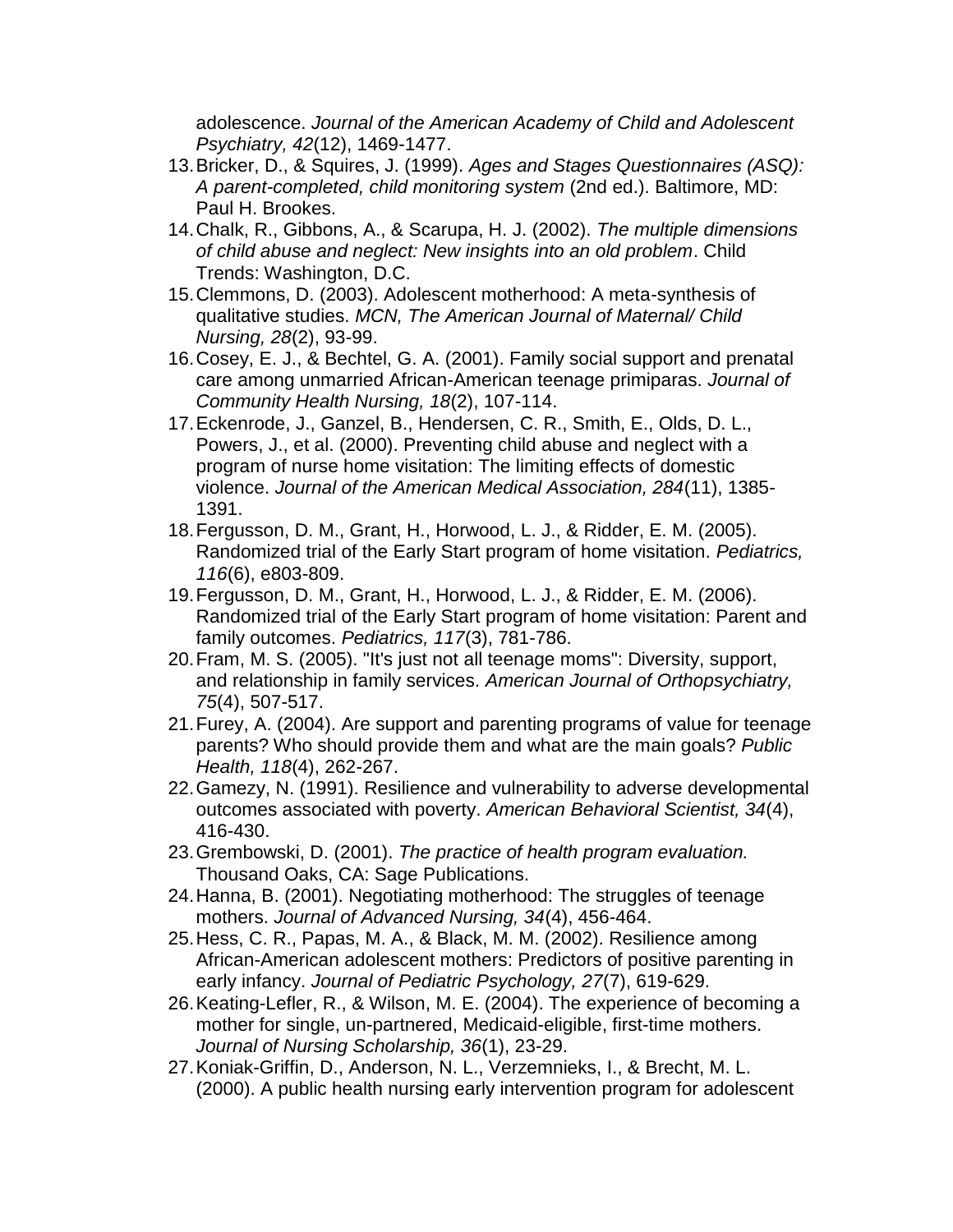adolescence. *Journal of the American Academy of Child and Adolescent Psychiatry, 42*(12), 1469-1477.

13. Bricker, D., & Squires, J. (1999). *Ages and Stages Questionnaires (ASQ): A parent-completed, child monitoring system* (2nd ed.). Baltimore, MD: Paul H. Brookes.
14. Chalk, R., Gibbons, A., & Scarupa, H. J. (2002). *The multiple dimensions of child abuse and neglect: New insights into an old problem*. Child Trends: Washington, D.C.
15. Clemmons, D. (2003). Adolescent motherhood: A meta-synthesis of qualitative studies. *MCN, The American Journal of Maternal/ Child Nursing, 28*(2), 93-99.
16. Cosey, E. J., & Bechtel, G. A. (2001). Family social support and prenatal care among unmarried African-American teenage primiparas. *Journal of Community Health Nursing, 18*(2), 107-114.
17. Eckenrode, J., Ganzel, B., Hendersen, C. R., Smith, E., Olds, D. L., Powers, J., et al. (2000). Preventing child abuse and neglect with a program of nurse home visitation: The limiting effects of domestic violence. *Journal of the American Medical Association, 284*(11), 1385-1391.
18. Fergusson, D. M., Grant, H., Horwood, L. J., & Ridder, E. M. (2005). Randomized trial of the Early Start program of home visitation. *Pediatrics, 116*(6), e803-809.
19. Fergusson, D. M., Grant, H., Horwood, L. J., & Ridder, E. M. (2006). Randomized trial of the Early Start program of home visitation: Parent and family outcomes. *Pediatrics, 117*(3), 781-786.
20. Fram, M. S. (2005). "It's just not all teenage moms": Diversity, support, and relationship in family services. *American Journal of Orthopsychiatry, 75*(4), 507-517.
21. Furey, A. (2004). Are support and parenting programs of value for teenage parents? Who should provide them and what are the main goals? *Public Health, 118*(4), 262-267.
22. Gamezy, N. (1991). Resilience and vulnerability to adverse developmental outcomes associated with poverty. *American Behavioral Scientist, 34*(4), 416-430.
23. Grembowski, D. (2001). *The practice of health program evaluation.* Thousand Oaks, CA: Sage Publications.
24. Hanna, B. (2001). Negotiating motherhood: The struggles of teenage mothers. *Journal of Advanced Nursing, 34*(4), 456-464.
25. Hess, C. R., Papas, M. A., & Black, M. M. (2002). Resilience among African-American adolescent mothers: Predictors of positive parenting in early infancy. *Journal of Pediatric Psychology, 27*(7), 619-629.
26. Keating-Lefler, R., & Wilson, M. E. (2004). The experience of becoming a mother for single, un-partnered, Medicaid-eligible, first-time mothers. *Journal of Nursing Scholarship, 36*(1), 23-29.
27. Koniak-Griffin, D., Anderson, N. L., Verzemnieks, I., & Brecht, M. L. (2000). A public health nursing early intervention program for adolescent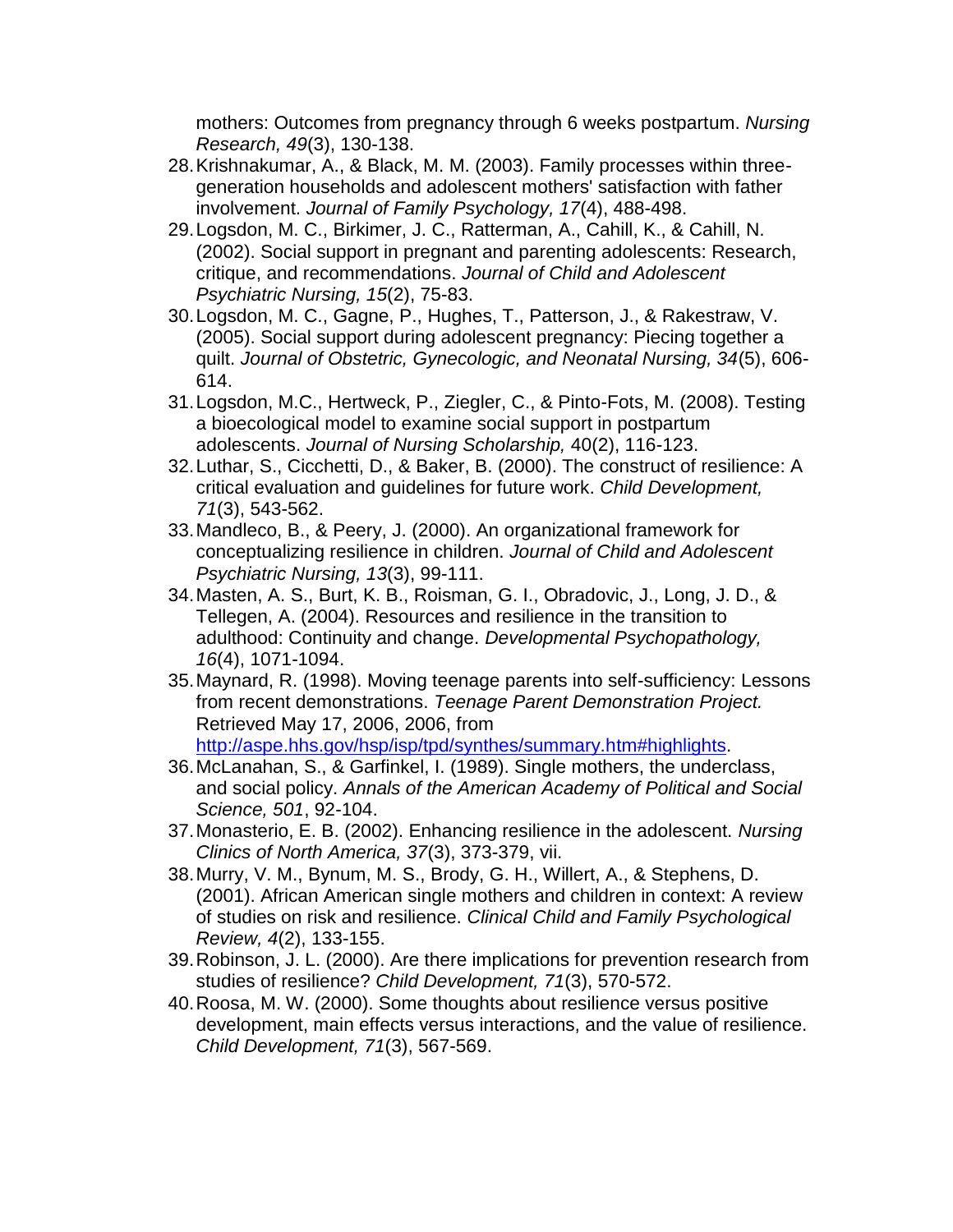mothers: Outcomes from pregnancy through 6 weeks postpartum. *Nursing Research, 49*(3), 130-138.

28. Krishnakumar, A., & Black, M. M. (2003). Family processes within three-generation households and adolescent mothers' satisfaction with father involvement. *Journal of Family Psychology, 17*(4), 488-498.
29. Logsdon, M. C., Birkimer, J. C., Ratterman, A., Cahill, K., & Cahill, N. (2002). Social support in pregnant and parenting adolescents: Research, critique, and recommendations. *Journal of Child and Adolescent Psychiatric Nursing, 15*(2), 75-83.
30. Logsdon, M. C., Gagne, P., Hughes, T., Patterson, J., & Rakestraw, V. (2005). Social support during adolescent pregnancy: Piecing together a quilt. *Journal of Obstetric, Gynecologic, and Neonatal Nursing, 34*(5), 606-614.
31. Logsdon, M.C., Hertweck, P., Ziegler, C., & Pinto-Fots, M. (2008). Testing a bioecological model to examine social support in postpartum adolescents. *Journal of Nursing Scholarship,* 40(2), 116-123.
32. Luthar, S., Cicchetti, D., & Baker, B. (2000). The construct of resilience: A critical evaluation and guidelines for future work. *Child Development, 71*(3), 543-562.
33. Mandleco, B., & Peery, J. (2000). An organizational framework for conceptualizing resilience in children. *Journal of Child and Adolescent Psychiatric Nursing, 13*(3), 99-111.
34. Masten, A. S., Burt, K. B., Roisman, G. I., Obradovic, J., Long, J. D., & Tellegen, A. (2004). Resources and resilience in the transition to adulthood: Continuity and change. *Developmental Psychopathology, 16*(4), 1071-1094.
35. Maynard, R. (1998). Moving teenage parents into self-sufficiency: Lessons from recent demonstrations. *Teenage Parent Demonstration Project.* Retrieved May 17, 2006, 2006, from http://aspe.hhs.gov/hsp/isp/tpd/synthes/summary.htm#highlights.
36. McLanahan, S., & Garfinkel, I. (1989). Single mothers, the underclass, and social policy. *Annals of the American Academy of Political and Social Science, 501*, 92-104.
37. Monasterio, E. B. (2002). Enhancing resilience in the adolescent. *Nursing Clinics of North America, 37*(3), 373-379, vii.
38. Murry, V. M., Bynum, M. S., Brody, G. H., Willert, A., & Stephens, D. (2001). African American single mothers and children in context: A review of studies on risk and resilience. *Clinical Child and Family Psychological Review, 4*(2), 133-155.
39. Robinson, J. L. (2000). Are there implications for prevention research from studies of resilience? *Child Development, 71*(3), 570-572.
40. Roosa, M. W. (2000). Some thoughts about resilience versus positive development, main effects versus interactions, and the value of resilience. *Child Development, 71*(3), 567-569.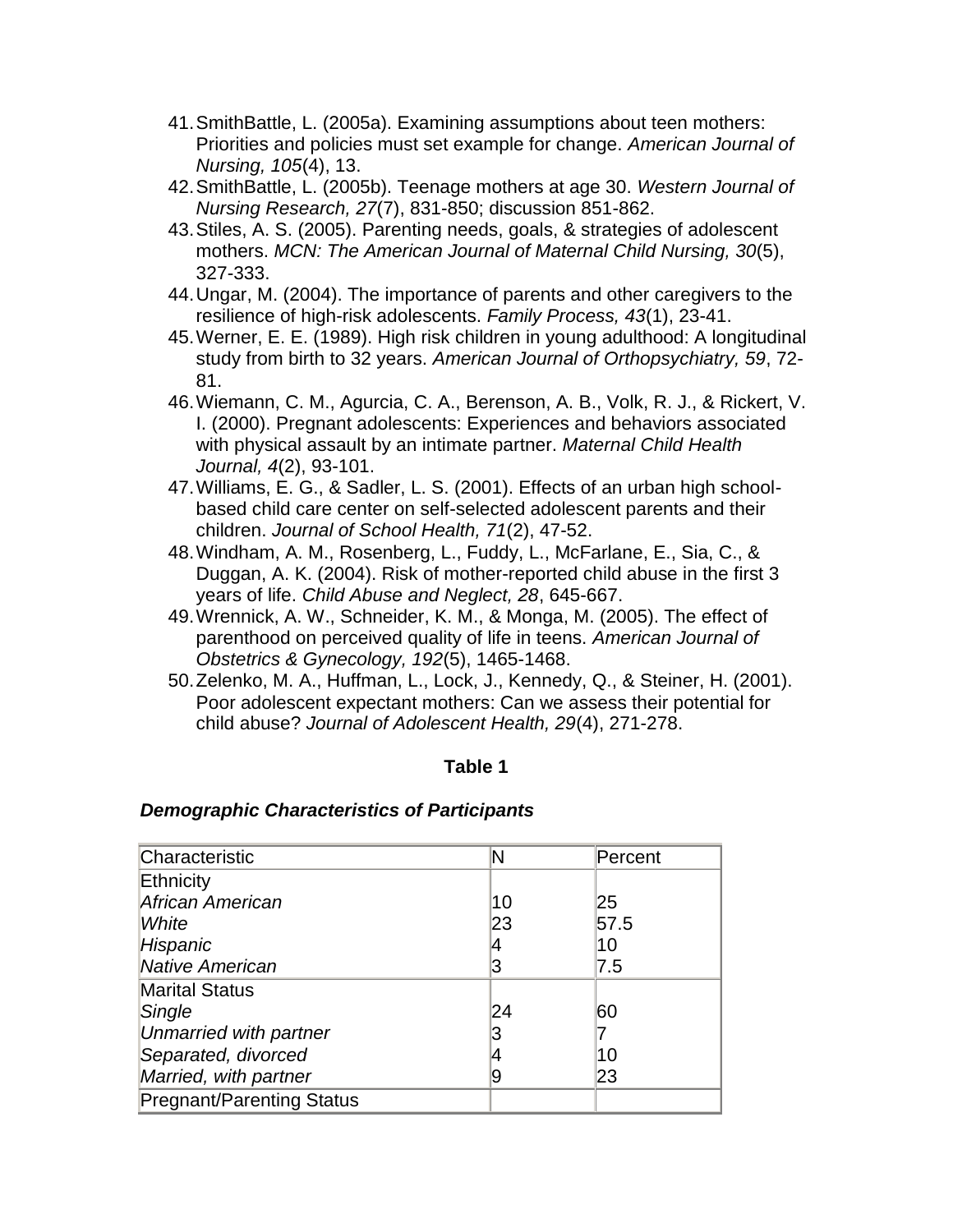41. SmithBattle, L. (2005a). Examining assumptions about teen mothers: Priorities and policies must set example for change. *American Journal of Nursing, 105*(4), 13.
42. SmithBattle, L. (2005b). Teenage mothers at age 30. *Western Journal of Nursing Research, 27*(7), 831-850; discussion 851-862.
43. Stiles, A. S. (2005). Parenting needs, goals, & strategies of adolescent mothers. *MCN: The American Journal of Maternal Child Nursing, 30*(5), 327-333.
44. Ungar, M. (2004). The importance of parents and other caregivers to the resilience of high-risk adolescents. *Family Process, 43*(1), 23-41.
45. Werner, E. E. (1989). High risk children in young adulthood: A longitudinal study from birth to 32 years. *American Journal of Orthopsychiatry, 59*, 72-81.
46. Wiemann, C. M., Agurcia, C. A., Berenson, A. B., Volk, R. J., & Rickert, V. I. (2000). Pregnant adolescents: Experiences and behaviors associated with physical assault by an intimate partner. *Maternal Child Health Journal, 4*(2), 93-101.
47. Williams, E. G., & Sadler, L. S. (2001). Effects of an urban high school-based child care center on self-selected adolescent parents and their children. *Journal of School Health, 71*(2), 47-52.
48. Windham, A. M., Rosenberg, L., Fuddy, L., McFarlane, E., Sia, C., & Duggan, A. K. (2004). Risk of mother-reported child abuse in the first 3 years of life. *Child Abuse and Neglect, 28*, 645-667.
49. Wrennick, A. W., Schneider, K. M., & Monga, M. (2005). The effect of parenthood on perceived quality of life in teens. *American Journal of Obstetrics & Gynecology, 192*(5), 1465-1468.
50. Zelenko, M. A., Huffman, L., Lock, J., Kennedy, Q., & Steiner, H. (2001). Poor adolescent expectant mothers: Can we assess their potential for child abuse? *Journal of Adolescent Health, 29*(4), 271-278.

**Table 1**

***Demographic Characteristics of Participants***

| Characteristic | N | Percent |
|---|---|---|
| Ethnicity | | |
| *African American* | 10 | 25 |
| *White* | 23 | 57.5 |
| *Hispanic* | 4 | 10 |
| *Native American* | 3 | 7.5 |
| Marital Status | | |
| *Single* | 24 | 60 |
| *Unmarried with partner* | 3 | 7 |
| *Separated, divorced* | 4 | 10 |
| *Married, with partner* | 9 | 23 |
| Pregnant/Parenting Status | | |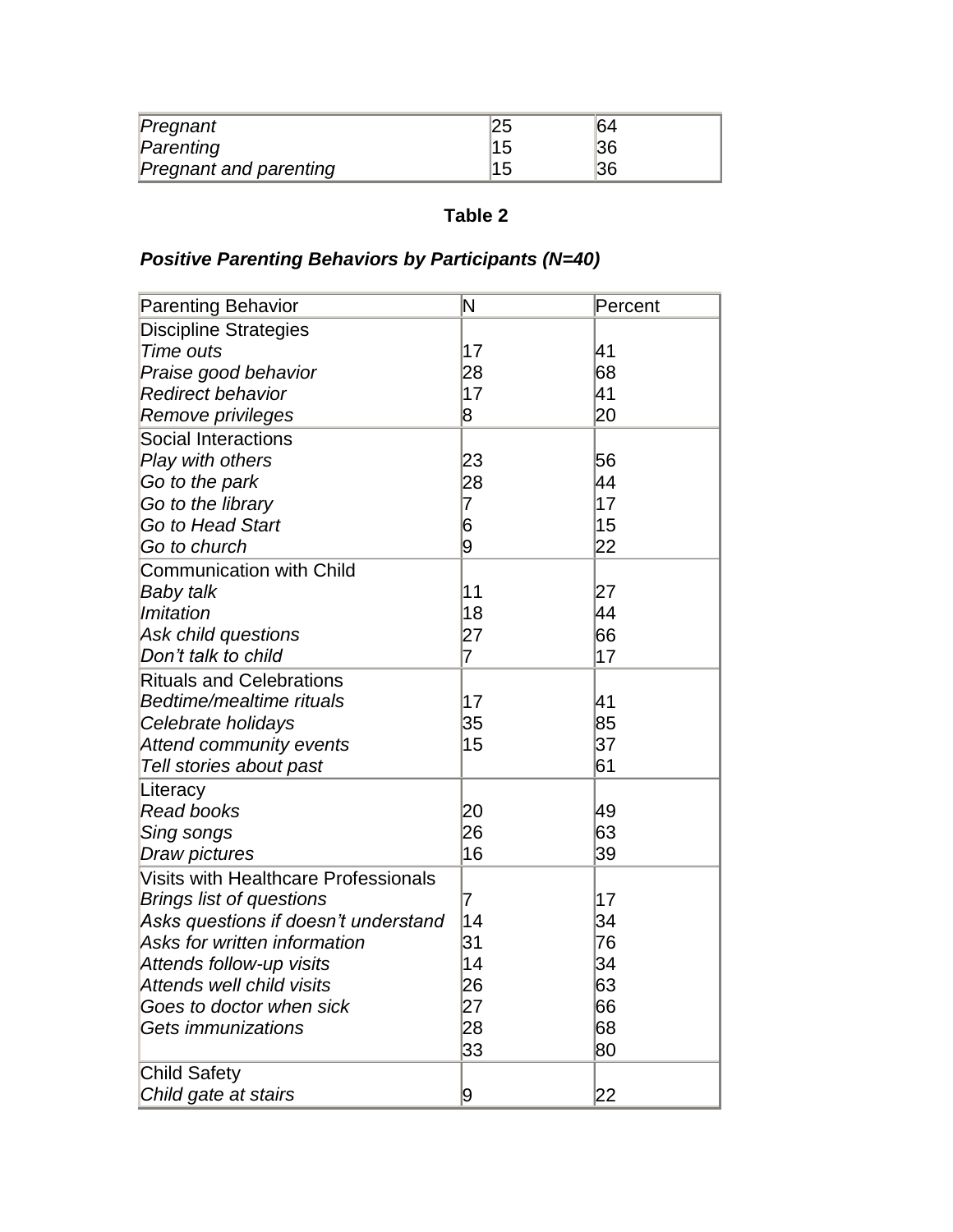| *Pregnant* | 25 | 64 |
|---|---|---|
| *Parenting* | 15 | 36 |
| *Pregnant and parenting* | 15 | 36 |

**Table 2**

***Positive Parenting Behaviors by Participants (N=40)***

| Parenting Behavior | N | Percent |
|---|---|---|
| Discipline Strategies | | |
| *Time outs* | 17 | 41 |
| *Praise good behavior* | 28 | 68 |
| *Redirect behavior* | 17 | 41 |
| *Remove privileges* | 8 | 20 |
| Social Interactions | | |
| *Play with others* | 23 | 56 |
| *Go to the park* | 28 | 44 |
| *Go to the library* | 7 | 17 |
| *Go to Head Start* | 6 | 15 |
| *Go to church* | 9 | 22 |
| Communication with Child | | |
| *Baby talk* | 11 | 27 |
| *Imitation* | 18 | 44 |
| *Ask child questions* | 27 | 66 |
| *Don't talk to child* | 7 | 17 |
| Rituals and Celebrations | | |
| *Bedtime/mealtime rituals* | 17 | 41 |
| *Celebrate holidays* | 35 | 85 |
| *Attend community events* | 15 | 37 |
| *Tell stories about past* | | 61 |
| Literacy | | |
| *Read books* | 20 | 49 |
| *Sing songs* | 26 | 63 |
| *Draw pictures* | 16 | 39 |
| Visits with Healthcare Professionals | | |
| *Brings list of questions* | 7 | 17 |
| *Asks questions if doesn't understand* | 14 | 34 |
| *Asks for written information* | 31 | 76 |
| *Attends follow-up visits* | 14 | 34 |
| *Attends well child visits* | 26 | 63 |
| *Goes to doctor when sick* | 27 | 66 |
| *Gets immunizations* | 28 | 68 |
| | 33 | 80 |
| Child Safety | | |
| *Child gate at stairs* | 9 | 22 |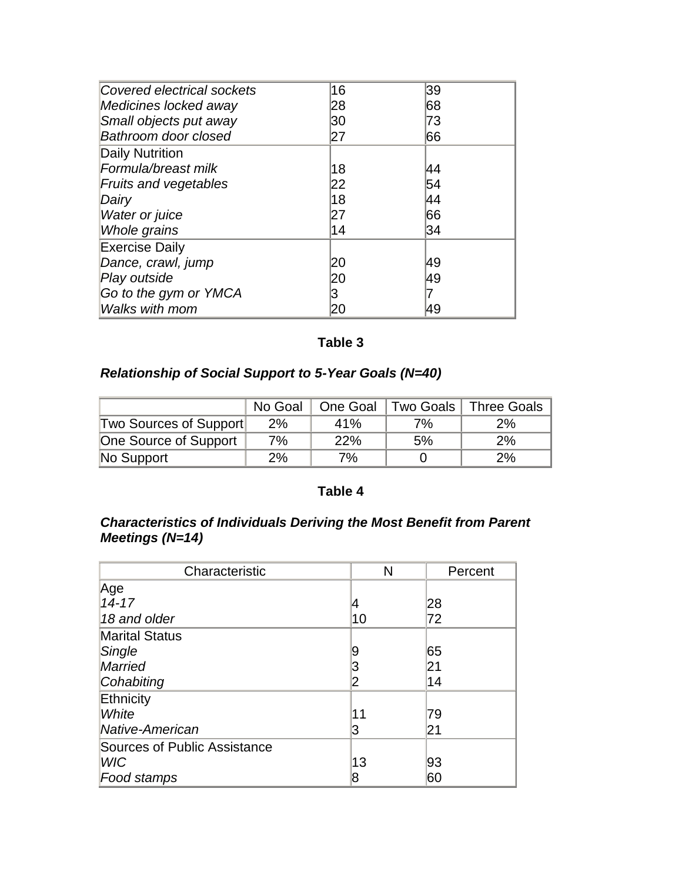| | | |
|---|---|---|
| *Covered electrical sockets* | 16 | 39 |
| *Medicines locked away* | 28 | 68 |
| *Small objects put away* | 30 | 73 |
| *Bathroom door closed* | 27 | 66 |
| Daily Nutrition | | |
| *Formula/breast milk* | 18 | 44 |
| *Fruits and vegetables* | 22 | 54 |
| *Dairy* | 18 | 44 |
| *Water or juice* | 27 | 66 |
| *Whole grains* | 14 | 34 |
| Exercise Daily | | |
| *Dance, crawl, jump* | 20 | 49 |
| *Play outside* | 20 | 49 |
| *Go to the gym or YMCA* | 3 | 7 |
| *Walks with mom* | 20 | 49 |

**Table 3**

***Relationship of Social Support to 5-Year Goals (N=40)***

| | No Goal | One Goal | Two Goals | Three Goals |
|---|---|---|---|---|
| Two Sources of Support | 2% | 41% | 7% | 2% |
| One Source of Support | 7% | 22% | 5% | 2% |
| No Support | 2% | 7% | 0 | 2% |

**Table 4**

***Characteristics of Individuals Deriving the Most Benefit from Parent Meetings (N=14)***

| Characteristic | N | Percent |
|---|---|---|
| Age | | |
| *14-17* | 4 | 28 |
| *18 and older* | 10 | 72 |
| Marital Status | | |
| *Single* | 9 | 65 |
| *Married* | 3 | 21 |
| *Cohabiting* | 2 | 14 |
| Ethnicity | | |
| *White* | 11 | 79 |
| *Native-American* | 3 | 21 |
| Sources of Public Assistance | | |
| *WIC* | 13 | 93 |
| *Food stamps* | 8 | 60 |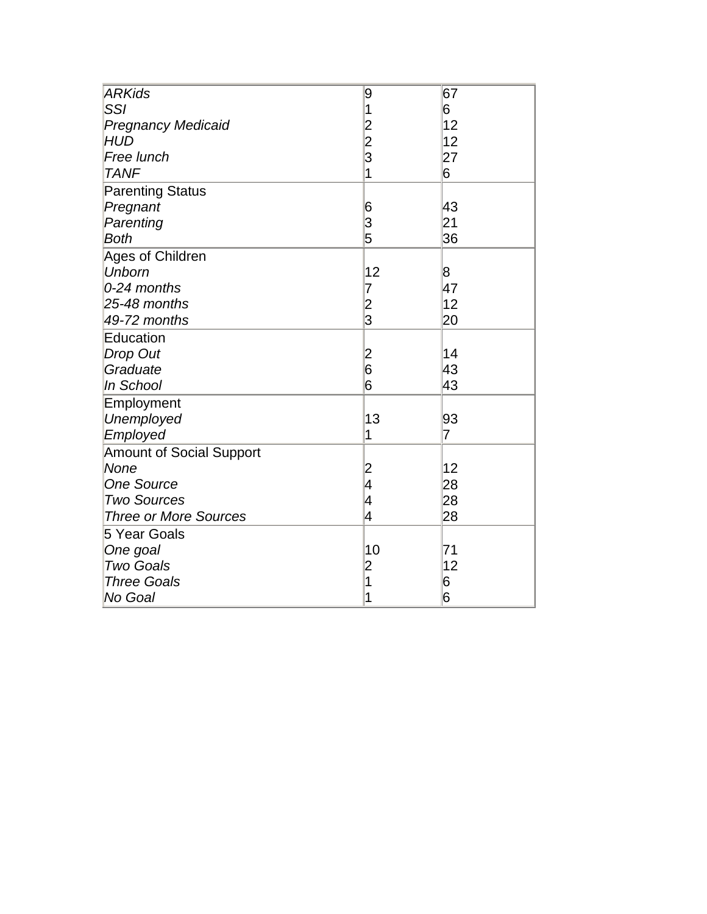| | | |
|---|---|---|
| *ARKids* | 9 | 67 |
| *SSI* | 1 | 6 |
| *Pregnancy Medicaid* | 2 | 12 |
| *HUD* | 2 | 12 |
| *Free lunch* | 3 | 27 |
| *TANF* | 1 | 6 |
| Parenting Status | | |
| *Pregnant* | 6 | 43 |
| *Parenting* | 3 | 21 |
| *Both* | 5 | 36 |
| Ages of Children | | |
| *Unborn* | 12 | 8 |
| *0-24 months* | 7 | 47 |
| *25-48 months* | 2 | 12 |
| *49-72 months* | 3 | 20 |
| Education | | |
| *Drop Out* | 2 | 14 |
| *Graduate* | 6 | 43 |
| *In School* | 6 | 43 |
| Employment | | |
| *Unemployed* | 13 | 93 |
| *Employed* | 1 | 7 |
| Amount of Social Support | | |
| *None* | 2 | 12 |
| *One Source* | 4 | 28 |
| *Two Sources* | 4 | 28 |
| *Three or More Sources* | 4 | 28 |
| 5 Year Goals | | |
| *One goal* | 10 | 71 |
| *Two Goals* | 2 | 12 |
| *Three Goals* | 1 | 6 |
| *No Goal* | 1 | 6 |